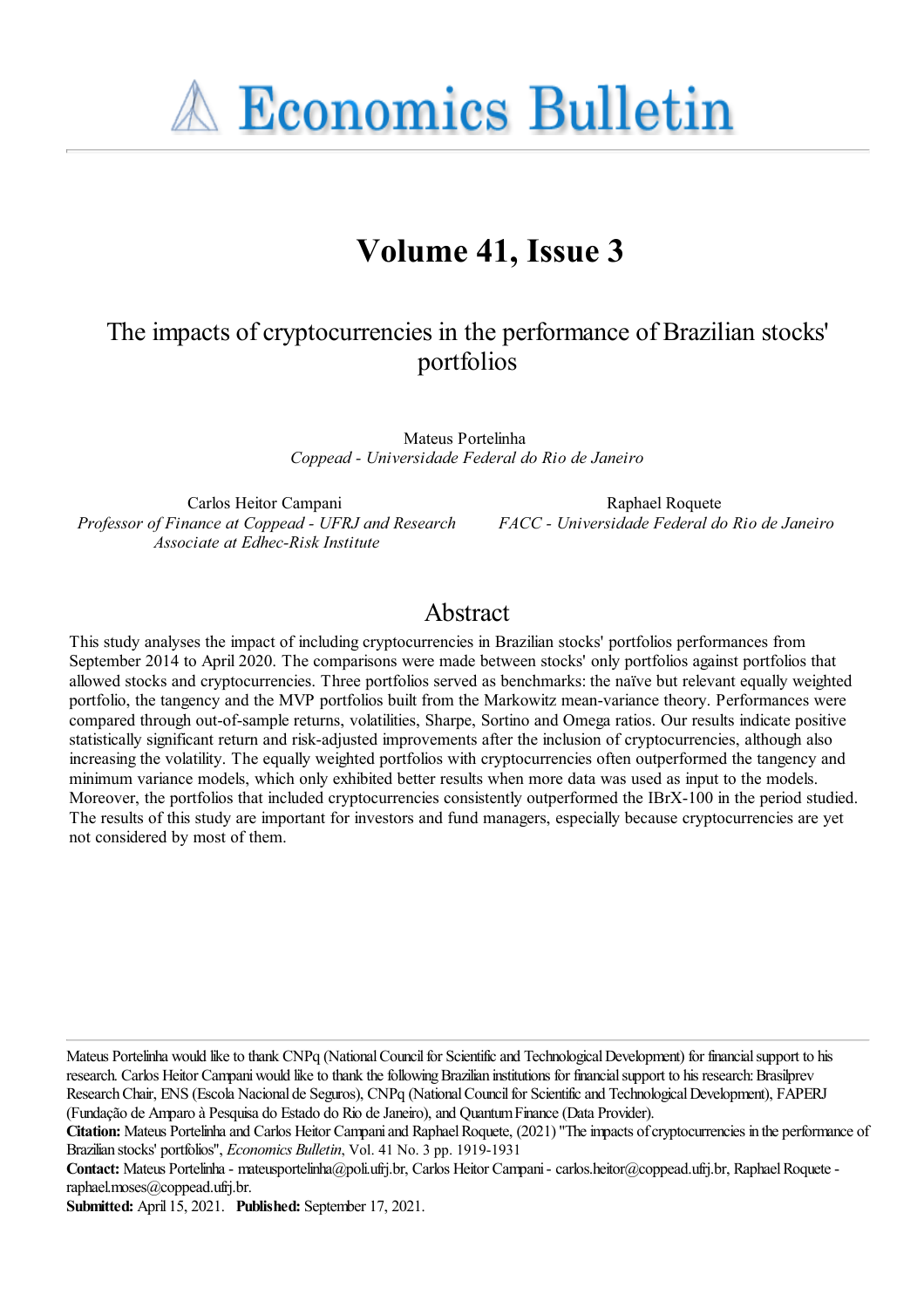# Economics Bulletin

## Volume 41, Issue 3

# The impacts of cryptocurrencies in the performance of Brazilian stocks' portfolios

Mateus Portelinha
*Coppead - Universidade Federal do Rio de Janeiro*

Carlos Heitor Campani
*Professor of Finance at Coppead - UFRJ and Research Associate at Edhec-Risk Institute*

Raphael Roquete
*FACC - Universidade Federal do Rio de Janeiro*

## Abstract

This study analyses the impact of including cryptocurrencies in Brazilian stocks' portfolios performances from September 2014 to April 2020. The comparisons were made between stocks' only portfolios against portfolios that allowed stocks and cryptocurrencies. Three portfolios served as benchmarks: the naïve but relevant equally weighted portfolio, the tangency and the MVP portfolios built from the Markowitz mean-variance theory. Performances were compared through out-of-sample returns, volatilities, Sharpe, Sortino and Omega ratios. Our results indicate positive statistically significant return and risk-adjusted improvements after the inclusion of cryptocurrencies, although also increasing the volatility. The equally weighted portfolios with cryptocurrencies often outperformed the tangency and minimum variance models, which only exhibited better results when more data was used as input to the models. Moreover, the portfolios that included cryptocurrencies consistently outperformed the IBrX-100 in the period studied. The results of this study are important for investors and fund managers, especially because cryptocurrencies are yet not considered by most of them.

Mateus Portelinha would like to thank CNPq (National Council for Scientific and Technological Development) for financial support to his research. Carlos Heitor Campani would like to thank the following Brazilian institutions for financial support to his research: Brasilprev Research Chair, ENS (Escola Nacional de Seguros), CNPq (National Council for Scientific and Technological Development), FAPERJ (Fundação de Amparo à Pesquisa do Estado do Rio de Janeiro), and Quantum Finance (Data Provider).

**Citation:** Mateus Portelinha and Carlos Heitor Campani and Raphael Roquete, (2021) "The impacts of cryptocurrencies in the performance of Brazilian stocks' portfolios", *Economics Bulletin*, Vol. 41 No. 3 pp. 1919-1931

**Contact:** Mateus Portelinha - mateusportelinha@poli.ufrj.br, Carlos Heitor Campani - carlos.heitor@coppead.ufrj.br, Raphael Roquete - raphael.moses@coppead.ufrj.br.

**Submitted:** April 15, 2021. **Published:** September 17, 2021.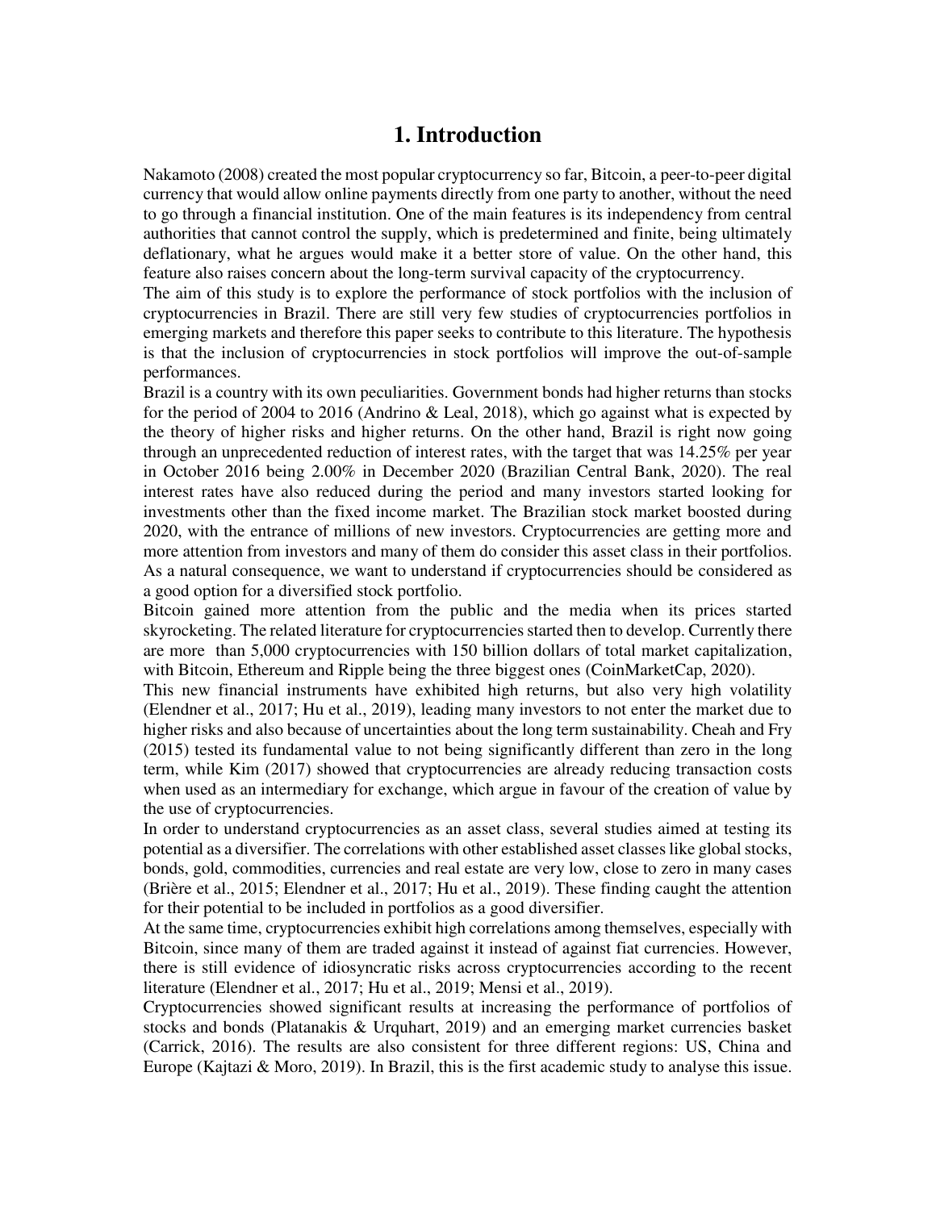# 1. Introduction

Nakamoto (2008) created the most popular cryptocurrency so far, Bitcoin, a peer-to-peer digital currency that would allow online payments directly from one party to another, without the need to go through a financial institution. One of the main features is its independency from central authorities that cannot control the supply, which is predetermined and finite, being ultimately deflationary, what he argues would make it a better store of value. On the other hand, this feature also raises concern about the long-term survival capacity of the cryptocurrency.

The aim of this study is to explore the performance of stock portfolios with the inclusion of cryptocurrencies in Brazil. There are still very few studies of cryptocurrencies portfolios in emerging markets and therefore this paper seeks to contribute to this literature. The hypothesis is that the inclusion of cryptocurrencies in stock portfolios will improve the out-of-sample performances.

Brazil is a country with its own peculiarities. Government bonds had higher returns than stocks for the period of 2004 to 2016 (Andrino & Leal, 2018), which go against what is expected by the theory of higher risks and higher returns. On the other hand, Brazil is right now going through an unprecedented reduction of interest rates, with the target that was 14.25% per year in October 2016 being 2.00% in December 2020 (Brazilian Central Bank, 2020). The real interest rates have also reduced during the period and many investors started looking for investments other than the fixed income market. The Brazilian stock market boosted during 2020, with the entrance of millions of new investors. Cryptocurrencies are getting more and more attention from investors and many of them do consider this asset class in their portfolios. As a natural consequence, we want to understand if cryptocurrencies should be considered as a good option for a diversified stock portfolio.

Bitcoin gained more attention from the public and the media when its prices started skyrocketing. The related literature for cryptocurrencies started then to develop. Currently there are more than 5,000 cryptocurrencies with 150 billion dollars of total market capitalization, with Bitcoin, Ethereum and Ripple being the three biggest ones (CoinMarketCap, 2020).

This new financial instruments have exhibited high returns, but also very high volatility (Elendner et al., 2017; Hu et al., 2019), leading many investors to not enter the market due to higher risks and also because of uncertainties about the long term sustainability. Cheah and Fry (2015) tested its fundamental value to not being significantly different than zero in the long term, while Kim (2017) showed that cryptocurrencies are already reducing transaction costs when used as an intermediary for exchange, which argue in favour of the creation of value by the use of cryptocurrencies.

In order to understand cryptocurrencies as an asset class, several studies aimed at testing its potential as a diversifier. The correlations with other established asset classes like global stocks, bonds, gold, commodities, currencies and real estate are very low, close to zero in many cases (Brière et al., 2015; Elendner et al., 2017; Hu et al., 2019). These finding caught the attention for their potential to be included in portfolios as a good diversifier.

At the same time, cryptocurrencies exhibit high correlations among themselves, especially with Bitcoin, since many of them are traded against it instead of against fiat currencies. However, there is still evidence of idiosyncratic risks across cryptocurrencies according to the recent literature (Elendner et al., 2017; Hu et al., 2019; Mensi et al., 2019).

Cryptocurrencies showed significant results at increasing the performance of portfolios of stocks and bonds (Platanakis & Urquhart, 2019) and an emerging market currencies basket (Carrick, 2016). The results are also consistent for three different regions: US, China and Europe (Kajtazi & Moro, 2019). In Brazil, this is the first academic study to analyse this issue.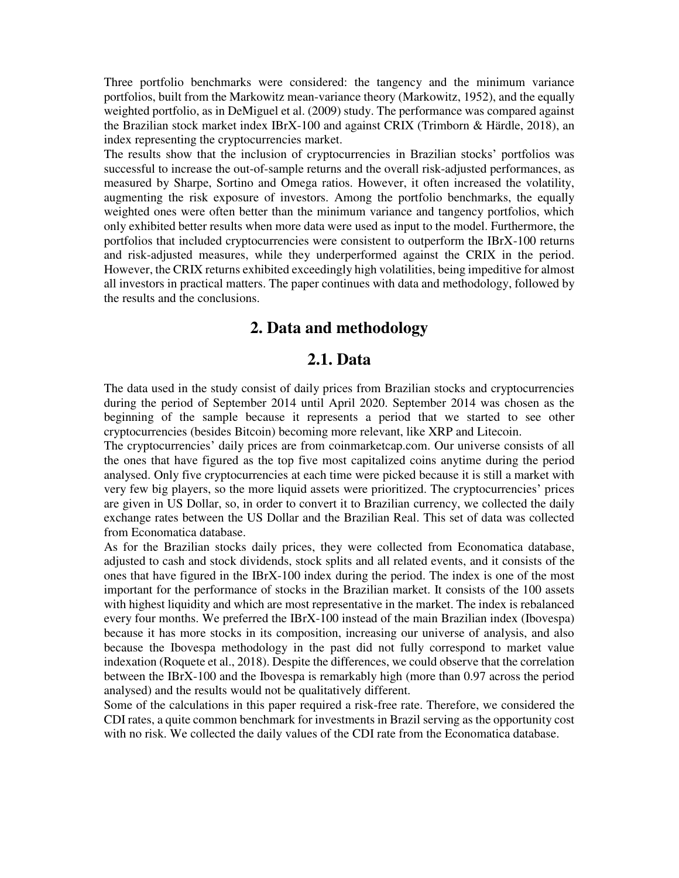Three portfolio benchmarks were considered: the tangency and the minimum variance portfolios, built from the Markowitz mean-variance theory (Markowitz, 1952), and the equally weighted portfolio, as in DeMiguel et al. (2009) study. The performance was compared against the Brazilian stock market index IBrX-100 and against CRIX (Trimborn & Härdle, 2018), an index representing the cryptocurrencies market.

The results show that the inclusion of cryptocurrencies in Brazilian stocks' portfolios was successful to increase the out-of-sample returns and the overall risk-adjusted performances, as measured by Sharpe, Sortino and Omega ratios. However, it often increased the volatility, augmenting the risk exposure of investors. Among the portfolio benchmarks, the equally weighted ones were often better than the minimum variance and tangency portfolios, which only exhibited better results when more data were used as input to the model. Furthermore, the portfolios that included cryptocurrencies were consistent to outperform the IBrX-100 returns and risk-adjusted measures, while they underperformed against the CRIX in the period. However, the CRIX returns exhibited exceedingly high volatilities, being impeditive for almost all investors in practical matters. The paper continues with data and methodology, followed by the results and the conclusions.

# 2. Data and methodology

## 2.1. Data

The data used in the study consist of daily prices from Brazilian stocks and cryptocurrencies during the period of September 2014 until April 2020. September 2014 was chosen as the beginning of the sample because it represents a period that we started to see other cryptocurrencies (besides Bitcoin) becoming more relevant, like XRP and Litecoin.

The cryptocurrencies' daily prices are from coinmarketcap.com. Our universe consists of all the ones that have figured as the top five most capitalized coins anytime during the period analysed. Only five cryptocurrencies at each time were picked because it is still a market with very few big players, so the more liquid assets were prioritized. The cryptocurrencies' prices are given in US Dollar, so, in order to convert it to Brazilian currency, we collected the daily exchange rates between the US Dollar and the Brazilian Real. This set of data was collected from Economatica database.

As for the Brazilian stocks daily prices, they were collected from Economatica database, adjusted to cash and stock dividends, stock splits and all related events, and it consists of the ones that have figured in the IBrX-100 index during the period. The index is one of the most important for the performance of stocks in the Brazilian market. It consists of the 100 assets with highest liquidity and which are most representative in the market. The index is rebalanced every four months. We preferred the IBrX-100 instead of the main Brazilian index (Ibovespa) because it has more stocks in its composition, increasing our universe of analysis, and also because the Ibovespa methodology in the past did not fully correspond to market value indexation (Roquete et al., 2018). Despite the differences, we could observe that the correlation between the IBrX-100 and the Ibovespa is remarkably high (more than 0.97 across the period analysed) and the results would not be qualitatively different.

Some of the calculations in this paper required a risk-free rate. Therefore, we considered the CDI rates, a quite common benchmark for investments in Brazil serving as the opportunity cost with no risk. We collected the daily values of the CDI rate from the Economatica database.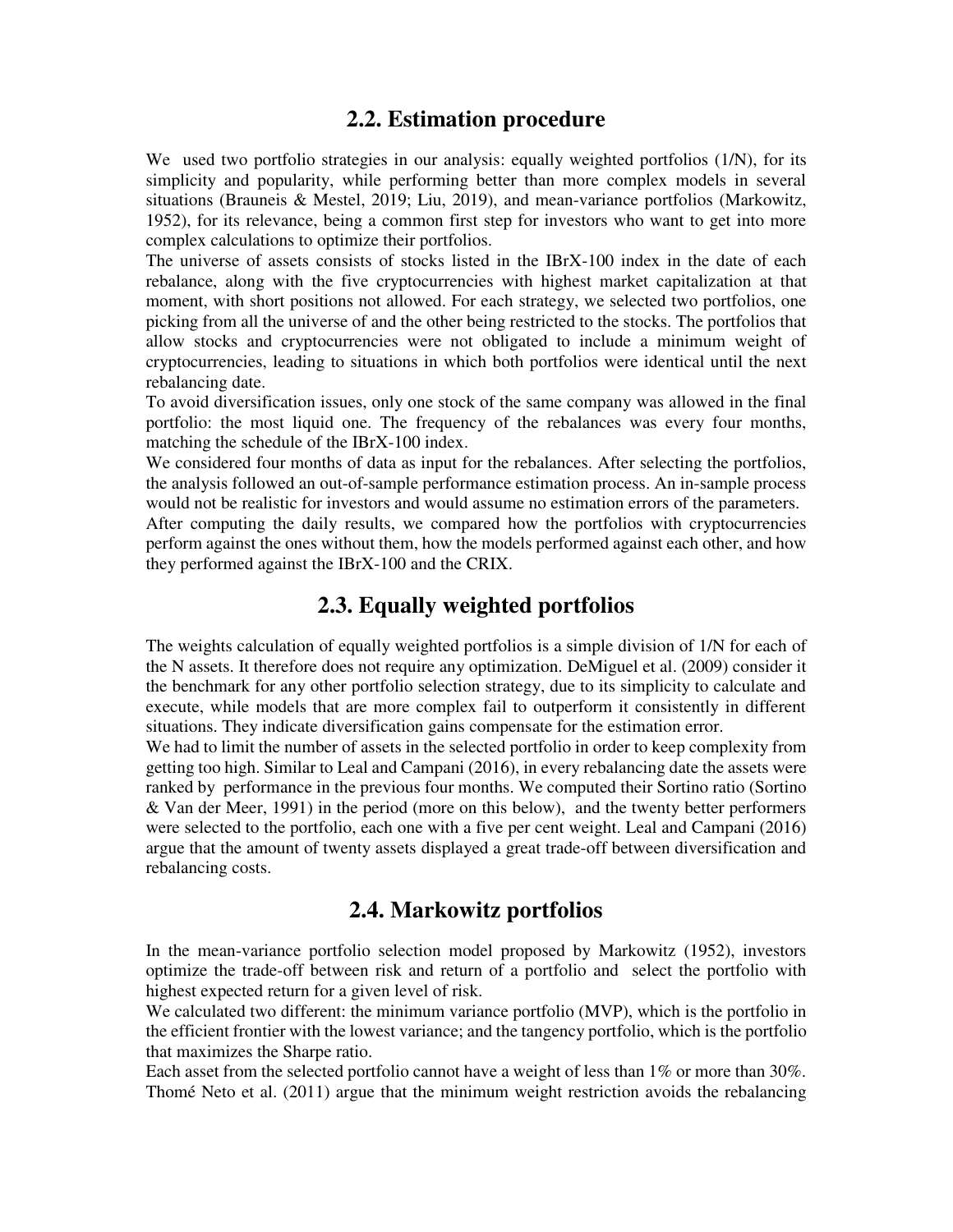## 2.2. Estimation procedure

We used two portfolio strategies in our analysis: equally weighted portfolios (1/N), for its simplicity and popularity, while performing better than more complex models in several situations (Brauneis & Mestel, 2019; Liu, 2019), and mean-variance portfolios (Markowitz, 1952), for its relevance, being a common first step for investors who want to get into more complex calculations to optimize their portfolios.

The universe of assets consists of stocks listed in the IBrX-100 index in the date of each rebalance, along with the five cryptocurrencies with highest market capitalization at that moment, with short positions not allowed. For each strategy, we selected two portfolios, one picking from all the universe of and the other being restricted to the stocks. The portfolios that allow stocks and cryptocurrencies were not obligated to include a minimum weight of cryptocurrencies, leading to situations in which both portfolios were identical until the next rebalancing date.

To avoid diversification issues, only one stock of the same company was allowed in the final portfolio: the most liquid one. The frequency of the rebalances was every four months, matching the schedule of the IBrX-100 index.

We considered four months of data as input for the rebalances. After selecting the portfolios, the analysis followed an out-of-sample performance estimation process. An in-sample process would not be realistic for investors and would assume no estimation errors of the parameters.

After computing the daily results, we compared how the portfolios with cryptocurrencies perform against the ones without them, how the models performed against each other, and how they performed against the IBrX-100 and the CRIX.

## 2.3. Equally weighted portfolios

The weights calculation of equally weighted portfolios is a simple division of 1/N for each of the N assets. It therefore does not require any optimization. DeMiguel et al. (2009) consider it the benchmark for any other portfolio selection strategy, due to its simplicity to calculate and execute, while models that are more complex fail to outperform it consistently in different situations. They indicate diversification gains compensate for the estimation error.

We had to limit the number of assets in the selected portfolio in order to keep complexity from getting too high. Similar to Leal and Campani (2016), in every rebalancing date the assets were ranked by performance in the previous four months. We computed their Sortino ratio (Sortino & Van der Meer, 1991) in the period (more on this below), and the twenty better performers were selected to the portfolio, each one with a five per cent weight. Leal and Campani (2016) argue that the amount of twenty assets displayed a great trade-off between diversification and rebalancing costs.

## 2.4. Markowitz portfolios

In the mean-variance portfolio selection model proposed by Markowitz (1952), investors optimize the trade-off between risk and return of a portfolio and select the portfolio with highest expected return for a given level of risk.

We calculated two different: the minimum variance portfolio (MVP), which is the portfolio in the efficient frontier with the lowest variance; and the tangency portfolio, which is the portfolio that maximizes the Sharpe ratio.

Each asset from the selected portfolio cannot have a weight of less than 1% or more than 30%. Thomé Neto et al. (2011) argue that the minimum weight restriction avoids the rebalancing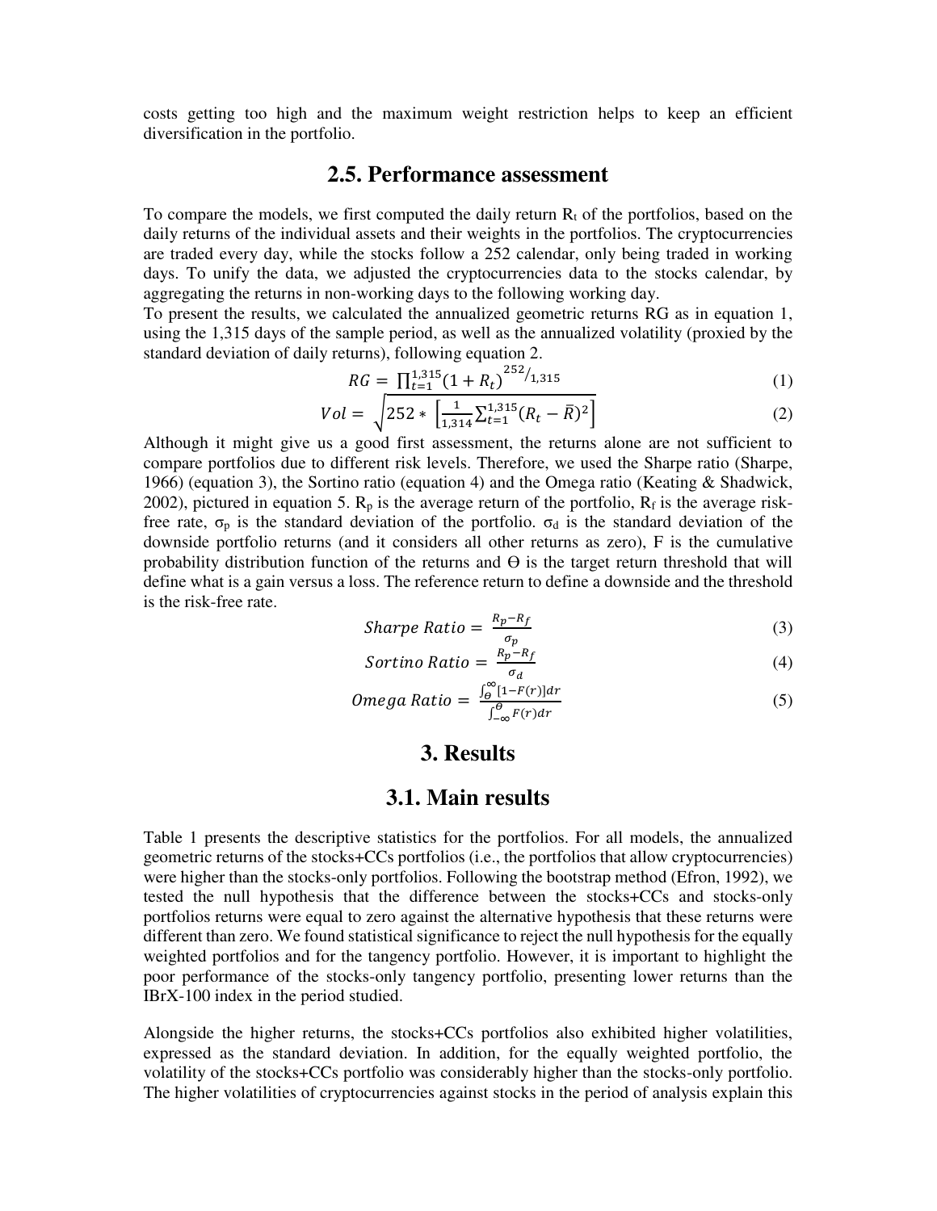costs getting too high and the maximum weight restriction helps to keep an efficient diversification in the portfolio.

## 2.5. Performance assessment

To compare the models, we first computed the daily return $R_t$ of the portfolios, based on the daily returns of the individual assets and their weights in the portfolios. The cryptocurrencies are traded every day, while the stocks follow a 252 calendar, only being traded in working days. To unify the data, we adjusted the cryptocurrencies data to the stocks calendar, by aggregating the returns in non-working days to the following working day.

To present the results, we calculated the annualized geometric returns RG as in equation 1, using the 1,315 days of the sample period, as well as the annualized volatility (proxied by the standard deviation of daily returns), following equation 2.

$$RG = \prod_{t=1}^{1,315}(1+R_t)^{252/1,315} \tag{1}$$

$$Vol = \sqrt{252 * \left[\frac{1}{1,314}\sum_{t=1}^{1,315}(R_t - \bar{R})^2\right]} \tag{2}$$

Although it might give us a good first assessment, the returns alone are not sufficient to compare portfolios due to different risk levels. Therefore, we used the Sharpe ratio (Sharpe, 1966) (equation 3), the Sortino ratio (equation 4) and the Omega ratio (Keating & Shadwick, 2002), pictured in equation 5. $R_p$ is the average return of the portfolio, $R_f$ is the average risk-free rate, $\sigma_p$ is the standard deviation of the portfolio. $\sigma_d$ is the standard deviation of the downside portfolio returns (and it considers all other returns as zero), F is the cumulative probability distribution function of the returns and $\Theta$ is the target return threshold that will define what is a gain versus a loss. The reference return to define a downside and the threshold is the risk-free rate.

$$Sharpe\ Ratio = \frac{R_p - R_f}{\sigma_p} \tag{3}$$

$$Sortino\ Ratio = \frac{R_p - R_f}{\sigma_d} \tag{4}$$

$$Omega\ Ratio = \frac{\int_{\Theta}^{\infty}[1-F(r)]dr}{\int_{-\infty}^{\Theta}F(r)dr} \tag{5}$$

# 3. Results

## 3.1. Main results

Table 1 presents the descriptive statistics for the portfolios. For all models, the annualized geometric returns of the stocks+CCs portfolios (i.e., the portfolios that allow cryptocurrencies) were higher than the stocks-only portfolios. Following the bootstrap method (Efron, 1992), we tested the null hypothesis that the difference between the stocks+CCs and stocks-only portfolios returns were equal to zero against the alternative hypothesis that these returns were different than zero. We found statistical significance to reject the null hypothesis for the equally weighted portfolios and for the tangency portfolio. However, it is important to highlight the poor performance of the stocks-only tangency portfolio, presenting lower returns than the IBrX-100 index in the period studied.

Alongside the higher returns, the stocks+CCs portfolios also exhibited higher volatilities, expressed as the standard deviation. In addition, for the equally weighted portfolio, the volatility of the stocks+CCs portfolio was considerably higher than the stocks-only portfolio. The higher volatilities of cryptocurrencies against stocks in the period of analysis explain this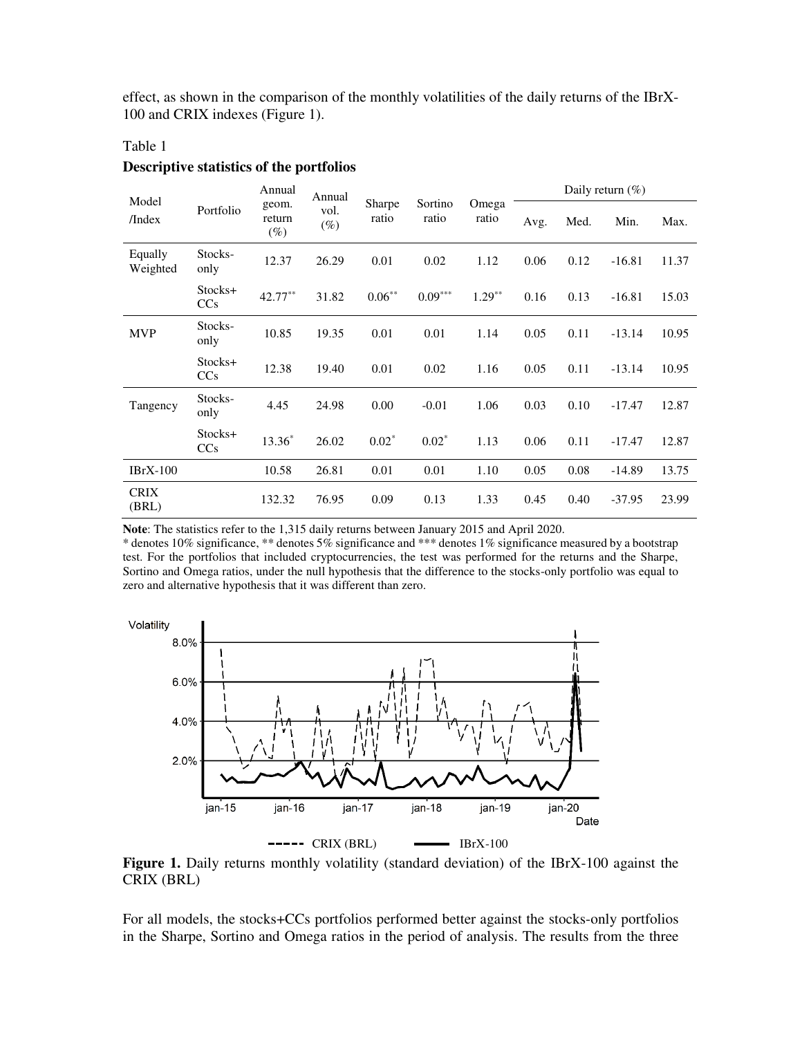effect, as shown in the comparison of the monthly volatilities of the daily returns of the IBrX-100 and CRIX indexes (Figure 1).

Table 1

**Descriptive statistics of the portfolios**

| Model /Index | Portfolio | Annual geom. return (%) | Annual vol. (%) | Sharpe ratio | Sortino ratio | Omega ratio | Daily return (%) | | | |
|---|---|---|---|---|---|---|---|---|---|---|
| | | | | | | | Avg. | Med. | Min. | Max. |
| Equally Weighted | Stocks-only | 12.37 | 26.29 | 0.01 | 0.02 | 1.12 | 0.06 | 0.12 | -16.81 | 11.37 |
| | Stocks+ CCs | 42.77** | 31.82 | 0.06** | 0.09*** | 1.29** | 0.16 | 0.13 | -16.81 | 15.03 |
| MVP | Stocks-only | 10.85 | 19.35 | 0.01 | 0.01 | 1.14 | 0.05 | 0.11 | -13.14 | 10.95 |
| | Stocks+ CCs | 12.38 | 19.40 | 0.01 | 0.02 | 1.16 | 0.05 | 0.11 | -13.14 | 10.95 |
| Tangency | Stocks-only | 4.45 | 24.98 | 0.00 | -0.01 | 1.06 | 0.03 | 0.10 | -17.47 | 12.87 |
| | Stocks+ CCs | 13.36* | 26.02 | 0.02* | 0.02* | 1.13 | 0.06 | 0.11 | -17.47 | 12.87 |
| IBrX-100 | | 10.58 | 26.81 | 0.01 | 0.01 | 1.10 | 0.05 | 0.08 | -14.89 | 13.75 |
| CRIX (BRL) | | 132.32 | 76.95 | 0.09 | 0.13 | 1.33 | 0.45 | 0.40 | -37.95 | 23.99 |

**Note**: The statistics refer to the 1,315 daily returns between January 2015 and April 2020.
* denotes 10% significance, ** denotes 5% significance and *** denotes 1% significance measured by a bootstrap test. For the portfolios that included cryptocurrencies, the test was performed for the returns and the Sharpe, Sortino and Omega ratios, under the null hypothesis that the difference to the stocks-only portfolio was equal to zero and alternative hypothesis that it was different than zero.

**Figure 1.** Daily returns monthly volatility (standard deviation) of the IBrX-100 against the CRIX (BRL)

For all models, the stocks+CCs portfolios performed better against the stocks-only portfolios in the Sharpe, Sortino and Omega ratios in the period of analysis. The results from the three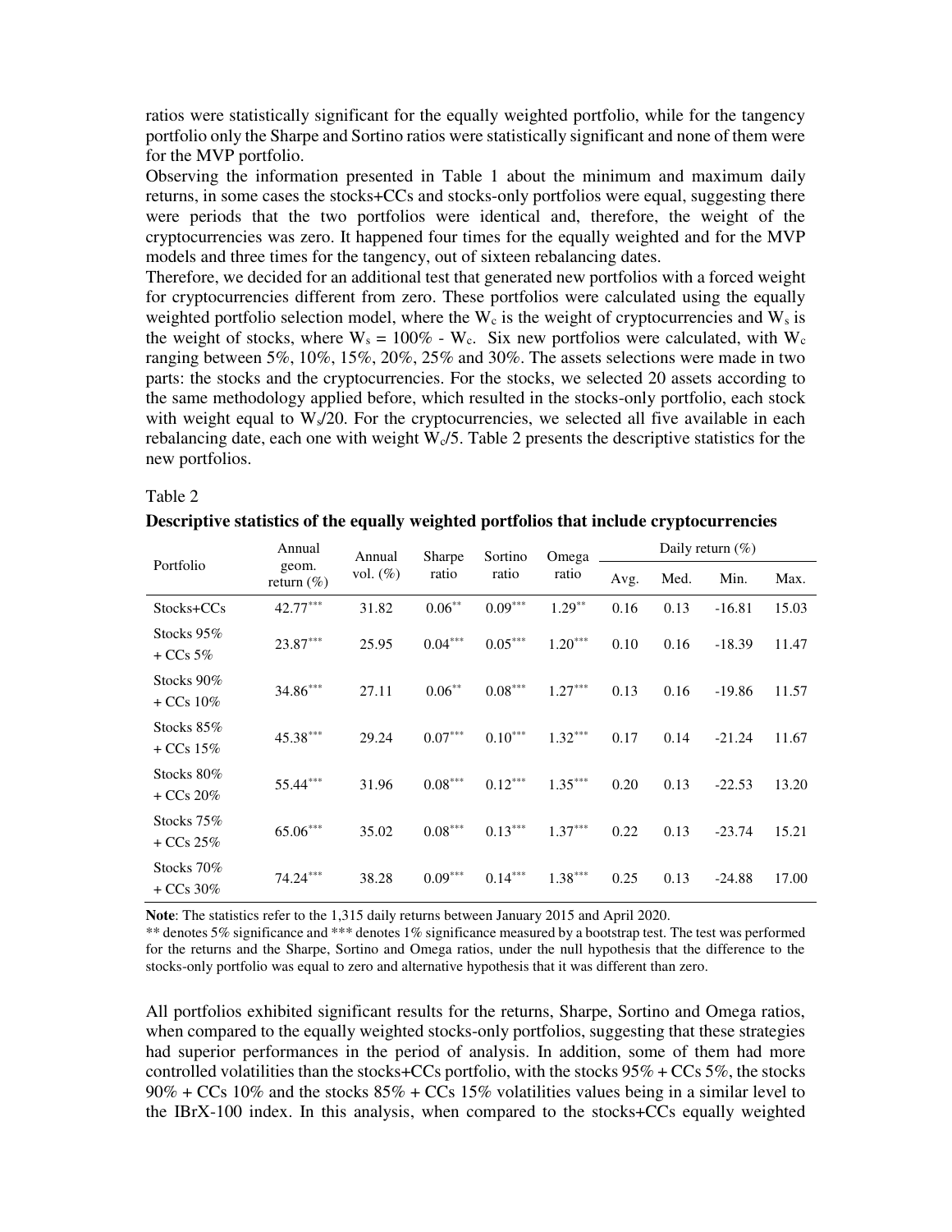ratios were statistically significant for the equally weighted portfolio, while for the tangency portfolio only the Sharpe and Sortino ratios were statistically significant and none of them were for the MVP portfolio.

Observing the information presented in Table 1 about the minimum and maximum daily returns, in some cases the stocks+CCs and stocks-only portfolios were equal, suggesting there were periods that the two portfolios were identical and, therefore, the weight of the cryptocurrencies was zero. It happened four times for the equally weighted and for the MVP models and three times for the tangency, out of sixteen rebalancing dates.

Therefore, we decided for an additional test that generated new portfolios with a forced weight for cryptocurrencies different from zero. These portfolios were calculated using the equally weighted portfolio selection model, where the $W_c$ is the weight of cryptocurrencies and $W_s$ is the weight of stocks, where $W_s = 100\% - W_c$. Six new portfolios were calculated, with $W_c$ ranging between 5%, 10%, 15%, 20%, 25% and 30%. The assets selections were made in two parts: the stocks and the cryptocurrencies. For the stocks, we selected 20 assets according to the same methodology applied before, which resulted in the stocks-only portfolio, each stock with weight equal to $W_s/20$. For the cryptocurrencies, we selected all five available in each rebalancing date, each one with weight $W_c/5$. Table 2 presents the descriptive statistics for the new portfolios.

Table 2

**Descriptive statistics of the equally weighted portfolios that include cryptocurrencies**

| Portfolio | Annual geom. return (%) | Annual vol. (%) | Sharpe ratio | Sortino ratio | Omega ratio | Daily return (%) | | | |
|---|---|---|---|---|---|---|---|---|---|
| | | | | | | Avg. | Med. | Min. | Max. |
| Stocks+CCs | 42.77*** | 31.82 | 0.06** | 0.09*** | 1.29** | 0.16 | 0.13 | -16.81 | 15.03 |
| Stocks 95% + CCs 5% | 23.87*** | 25.95 | 0.04*** | 0.05*** | 1.20*** | 0.10 | 0.16 | -18.39 | 11.47 |
| Stocks 90% + CCs 10% | 34.86*** | 27.11 | 0.06** | 0.08*** | 1.27*** | 0.13 | 0.16 | -19.86 | 11.57 |
| Stocks 85% + CCs 15% | 45.38*** | 29.24 | 0.07*** | 0.10*** | 1.32*** | 0.17 | 0.14 | -21.24 | 11.67 |
| Stocks 80% + CCs 20% | 55.44*** | 31.96 | 0.08*** | 0.12*** | 1.35*** | 0.20 | 0.13 | -22.53 | 13.20 |
| Stocks 75% + CCs 25% | 65.06*** | 35.02 | 0.08*** | 0.13*** | 1.37*** | 0.22 | 0.13 | -23.74 | 15.21 |
| Stocks 70% + CCs 30% | 74.24*** | 38.28 | 0.09*** | 0.14*** | 1.38*** | 0.25 | 0.13 | -24.88 | 17.00 |

**Note**: The statistics refer to the 1,315 daily returns between January 2015 and April 2020.
** denotes 5% significance and *** denotes 1% significance measured by a bootstrap test. The test was performed for the returns and the Sharpe, Sortino and Omega ratios, under the null hypothesis that the difference to the stocks-only portfolio was equal to zero and alternative hypothesis that it was different than zero.

All portfolios exhibited significant results for the returns, Sharpe, Sortino and Omega ratios, when compared to the equally weighted stocks-only portfolios, suggesting that these strategies had superior performances in the period of analysis. In addition, some of them had more controlled volatilities than the stocks+CCs portfolio, with the stocks 95% + CCs 5%, the stocks 90% + CCs 10% and the stocks 85% + CCs 15% volatilities values being in a similar level to the IBrX-100 index. In this analysis, when compared to the stocks+CCs equally weighted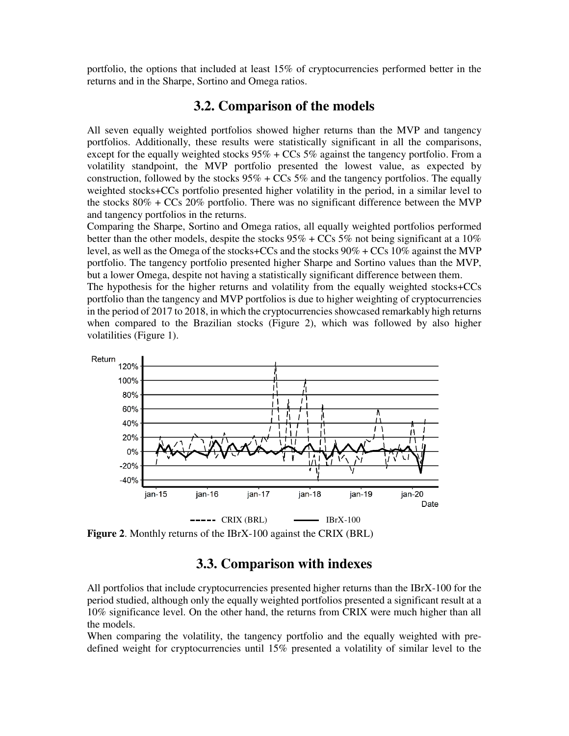portfolio, the options that included at least 15% of cryptocurrencies performed better in the returns and in the Sharpe, Sortino and Omega ratios.

## 3.2. Comparison of the models

All seven equally weighted portfolios showed higher returns than the MVP and tangency portfolios. Additionally, these results were statistically significant in all the comparisons, except for the equally weighted stocks 95% + CCs 5% against the tangency portfolio. From a volatility standpoint, the MVP portfolio presented the lowest value, as expected by construction, followed by the stocks 95% + CCs 5% and the tangency portfolios. The equally weighted stocks+CCs portfolio presented higher volatility in the period, in a similar level to the stocks 80% + CCs 20% portfolio. There was no significant difference between the MVP and tangency portfolios in the returns.

Comparing the Sharpe, Sortino and Omega ratios, all equally weighted portfolios performed better than the other models, despite the stocks 95% + CCs 5% not being significant at a 10% level, as well as the Omega of the stocks+CCs and the stocks 90% + CCs 10% against the MVP portfolio. The tangency portfolio presented higher Sharpe and Sortino values than the MVP, but a lower Omega, despite not having a statistically significant difference between them.

The hypothesis for the higher returns and volatility from the equally weighted stocks+CCs portfolio than the tangency and MVP portfolios is due to higher weighting of cryptocurrencies in the period of 2017 to 2018, in which the cryptocurrencies showcased remarkably high returns when compared to the Brazilian stocks (Figure 2), which was followed by also higher volatilities (Figure 1).

**Figure 2**. Monthly returns of the IBrX-100 against the CRIX (BRL)

## 3.3. Comparison with indexes

All portfolios that include cryptocurrencies presented higher returns than the IBrX-100 for the period studied, although only the equally weighted portfolios presented a significant result at a 10% significance level. On the other hand, the returns from CRIX were much higher than all the models.

When comparing the volatility, the tangency portfolio and the equally weighted with pre-defined weight for cryptocurrencies until 15% presented a volatility of similar level to the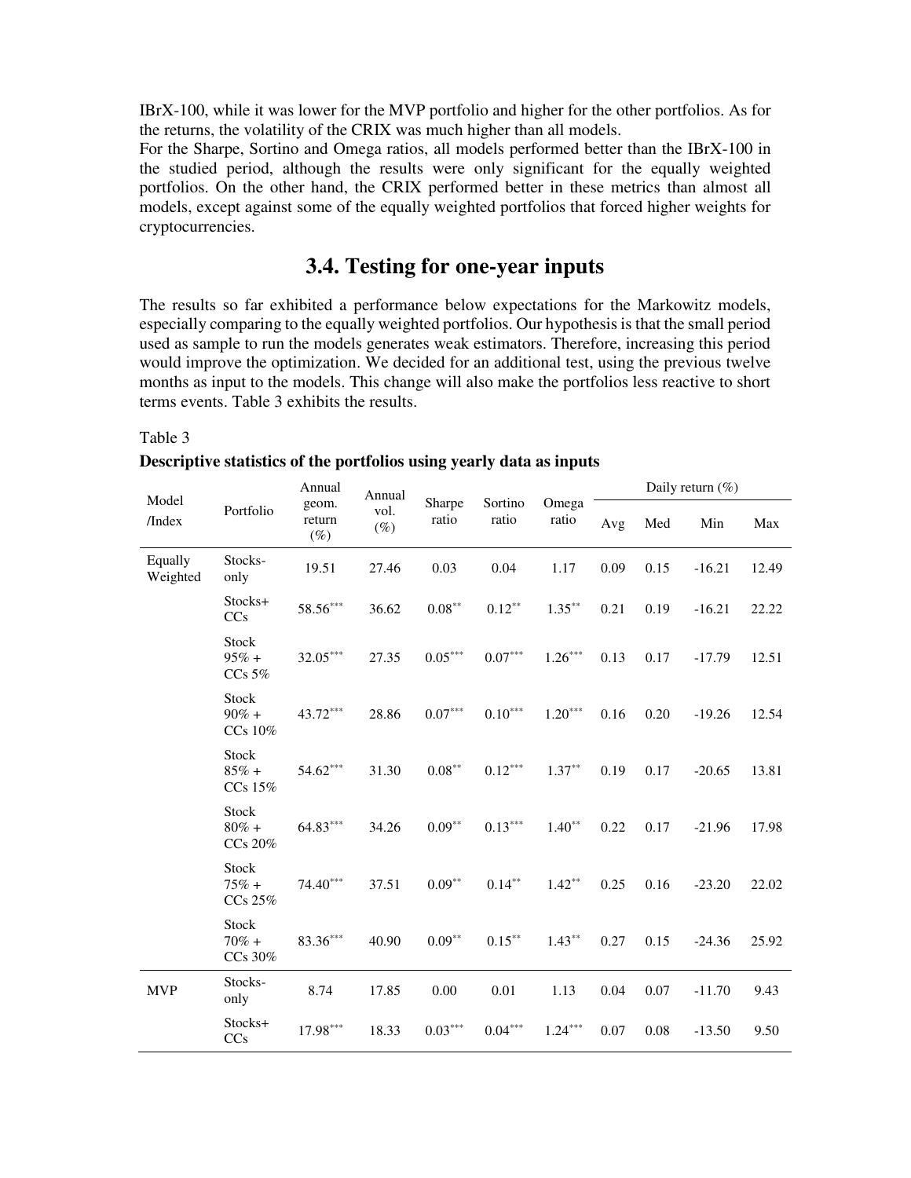IBrX-100, while it was lower for the MVP portfolio and higher for the other portfolios. As for the returns, the volatility of the CRIX was much higher than all models.

For the Sharpe, Sortino and Omega ratios, all models performed better than the IBrX-100 in the studied period, although the results were only significant for the equally weighted portfolios. On the other hand, the CRIX performed better in these metrics than almost all models, except against some of the equally weighted portfolios that forced higher weights for cryptocurrencies.

## 3.4. Testing for one-year inputs

The results so far exhibited a performance below expectations for the Markowitz models, especially comparing to the equally weighted portfolios. Our hypothesis is that the small period used as sample to run the models generates weak estimators. Therefore, increasing this period would improve the optimization. We decided for an additional test, using the previous twelve months as input to the models. This change will also make the portfolios less reactive to short terms events. Table 3 exhibits the results.

Table 3

**Descriptive statistics of the portfolios using yearly data as inputs**

| Model /Index | Portfolio | Annual geom. return (%) | Annual vol. (%) | Sharpe ratio | Sortino ratio | Omega ratio | Daily return (%) | | | |
|---|---|---|---|---|---|---|---|---|---|---|
| | | | | | | | Avg | Med | Min | Max |
| Equally Weighted | Stocks-only | 19.51 | 27.46 | 0.03 | 0.04 | 1.17 | 0.09 | 0.15 | -16.21 | 12.49 |
| | Stocks+ CCs | 58.56*** | 36.62 | 0.08** | 0.12** | 1.35** | 0.21 | 0.19 | -16.21 | 22.22 |
| | Stock 95% + CCs 5% | 32.05*** | 27.35 | 0.05*** | 0.07*** | 1.26*** | 0.13 | 0.17 | -17.79 | 12.51 |
| | Stock 90% + CCs 10% | 43.72*** | 28.86 | 0.07*** | 0.10*** | 1.20*** | 0.16 | 0.20 | -19.26 | 12.54 |
| | Stock 85% + CCs 15% | 54.62*** | 31.30 | 0.08** | 0.12*** | 1.37** | 0.19 | 0.17 | -20.65 | 13.81 |
| | Stock 80% + CCs 20% | 64.83*** | 34.26 | 0.09** | 0.13*** | 1.40** | 0.22 | 0.17 | -21.96 | 17.98 |
| | Stock 75% + CCs 25% | 74.40*** | 37.51 | 0.09** | 0.14** | 1.42** | 0.25 | 0.16 | -23.20 | 22.02 |
| | Stock 70% + CCs 30% | 83.36*** | 40.90 | 0.09** | 0.15** | 1.43** | 0.27 | 0.15 | -24.36 | 25.92 |
| MVP | Stocks-only | 8.74 | 17.85 | 0.00 | 0.01 | 1.13 | 0.04 | 0.07 | -11.70 | 9.43 |
| | Stocks+ CCs | 17.98*** | 18.33 | 0.03*** | 0.04*** | 1.24*** | 0.07 | 0.08 | -13.50 | 9.50 |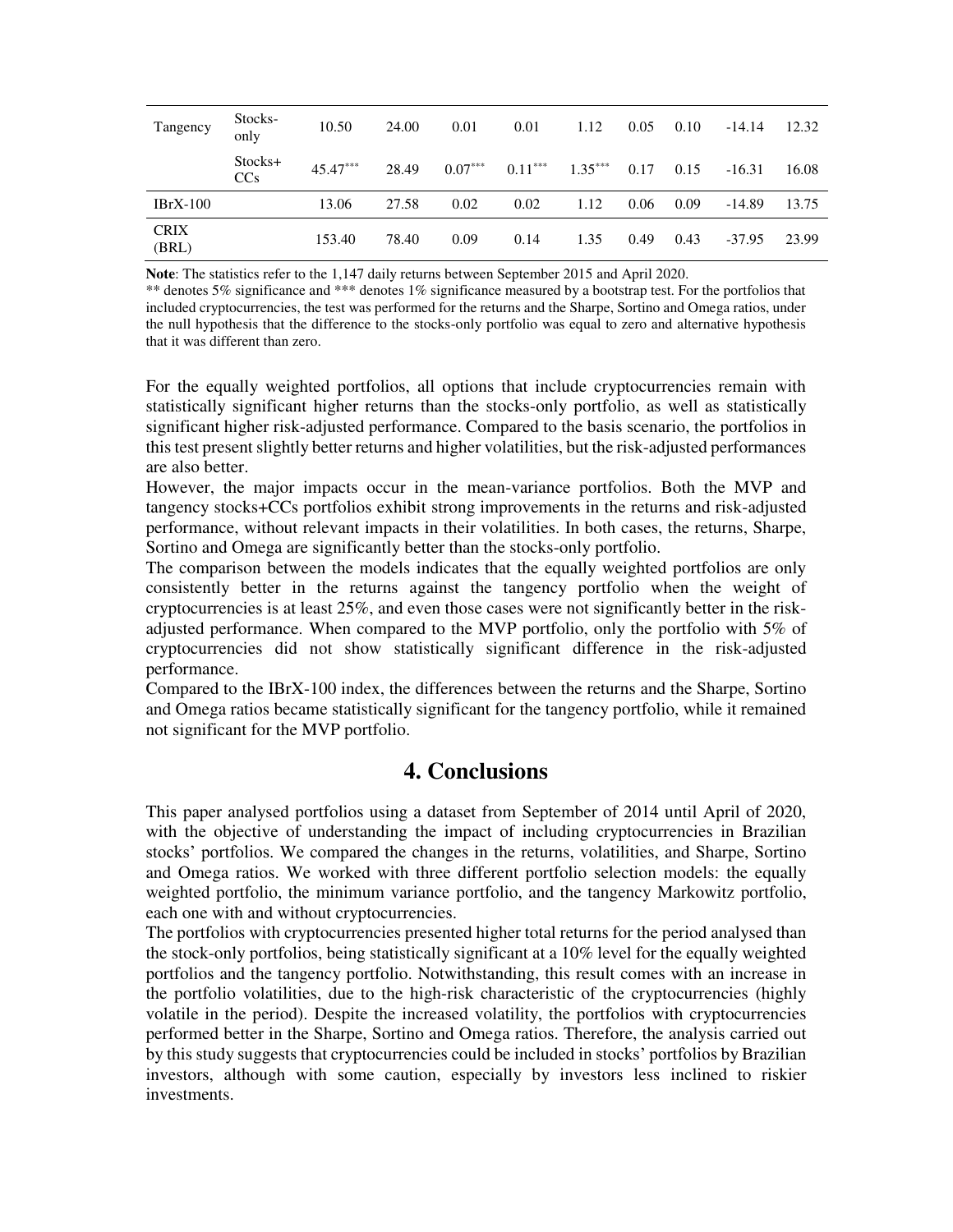| Tangency | Stocks-only | 10.50 | 24.00 | 0.01 | 0.01 | 1.12 | 0.05 | 0.10 | -14.14 | 12.32 |
|---|---|---|---|---|---|---|---|---|---|---|
| | Stocks+ CCs | 45.47*** | 28.49 | 0.07*** | 0.11*** | 1.35*** | 0.17 | 0.15 | -16.31 | 16.08 |
| IBrX-100 | | 13.06 | 27.58 | 0.02 | 0.02 | 1.12 | 0.06 | 0.09 | -14.89 | 13.75 |
| CRIX (BRL) | | 153.40 | 78.40 | 0.09 | 0.14 | 1.35 | 0.49 | 0.43 | -37.95 | 23.99 |

**Note**: The statistics refer to the 1,147 daily returns between September 2015 and April 2020.
** denotes 5% significance and *** denotes 1% significance measured by a bootstrap test. For the portfolios that included cryptocurrencies, the test was performed for the returns and the Sharpe, Sortino and Omega ratios, under the null hypothesis that the difference to the stocks-only portfolio was equal to zero and alternative hypothesis that it was different than zero.

For the equally weighted portfolios, all options that include cryptocurrencies remain with statistically significant higher returns than the stocks-only portfolio, as well as statistically significant higher risk-adjusted performance. Compared to the basis scenario, the portfolios in this test present slightly better returns and higher volatilities, but the risk-adjusted performances are also better.
However, the major impacts occur in the mean-variance portfolios. Both the MVP and tangency stocks+CCs portfolios exhibit strong improvements in the returns and risk-adjusted performance, without relevant impacts in their volatilities. In both cases, the returns, Sharpe, Sortino and Omega are significantly better than the stocks-only portfolio.
The comparison between the models indicates that the equally weighted portfolios are only consistently better in the returns against the tangency portfolio when the weight of cryptocurrencies is at least 25%, and even those cases were not significantly better in the risk-adjusted performance. When compared to the MVP portfolio, only the portfolio with 5% of cryptocurrencies did not show statistically significant difference in the risk-adjusted performance.
Compared to the IBrX-100 index, the differences between the returns and the Sharpe, Sortino and Omega ratios became statistically significant for the tangency portfolio, while it remained not significant for the MVP portfolio.

# 4. Conclusions

This paper analysed portfolios using a dataset from September of 2014 until April of 2020, with the objective of understanding the impact of including cryptocurrencies in Brazilian stocks' portfolios. We compared the changes in the returns, volatilities, and Sharpe, Sortino and Omega ratios. We worked with three different portfolio selection models: the equally weighted portfolio, the minimum variance portfolio, and the tangency Markowitz portfolio, each one with and without cryptocurrencies.
The portfolios with cryptocurrencies presented higher total returns for the period analysed than the stock-only portfolios, being statistically significant at a 10% level for the equally weighted portfolios and the tangency portfolio. Notwithstanding, this result comes with an increase in the portfolio volatilities, due to the high-risk characteristic of the cryptocurrencies (highly volatile in the period). Despite the increased volatility, the portfolios with cryptocurrencies performed better in the Sharpe, Sortino and Omega ratios. Therefore, the analysis carried out by this study suggests that cryptocurrencies could be included in stocks' portfolios by Brazilian investors, although with some caution, especially by investors less inclined to riskier investments.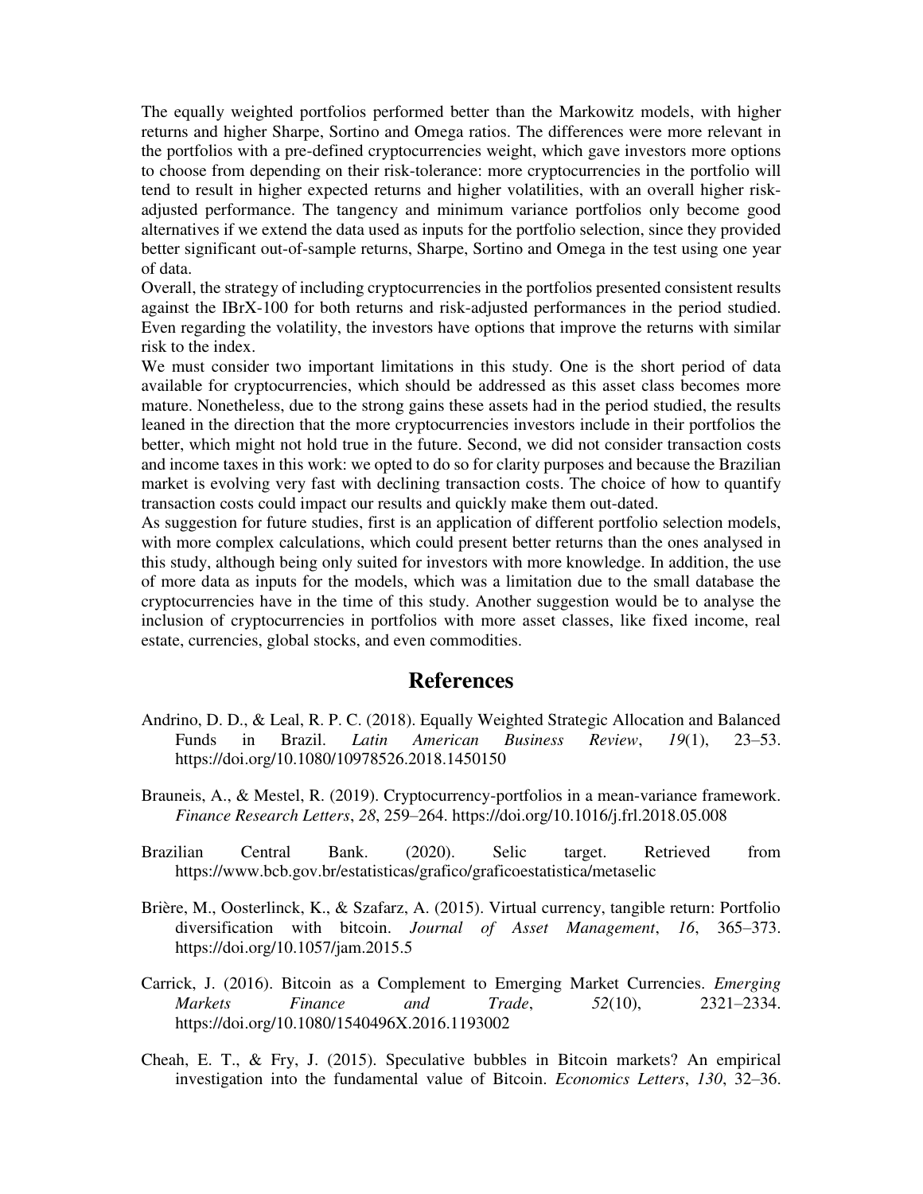The equally weighted portfolios performed better than the Markowitz models, with higher returns and higher Sharpe, Sortino and Omega ratios. The differences were more relevant in the portfolios with a pre-defined cryptocurrencies weight, which gave investors more options to choose from depending on their risk-tolerance: more cryptocurrencies in the portfolio will tend to result in higher expected returns and higher volatilities, with an overall higher risk-adjusted performance. The tangency and minimum variance portfolios only become good alternatives if we extend the data used as inputs for the portfolio selection, since they provided better significant out-of-sample returns, Sharpe, Sortino and Omega in the test using one year of data.

Overall, the strategy of including cryptocurrencies in the portfolios presented consistent results against the IBrX-100 for both returns and risk-adjusted performances in the period studied. Even regarding the volatility, the investors have options that improve the returns with similar risk to the index.

We must consider two important limitations in this study. One is the short period of data available for cryptocurrencies, which should be addressed as this asset class becomes more mature. Nonetheless, due to the strong gains these assets had in the period studied, the results leaned in the direction that the more cryptocurrencies investors include in their portfolios the better, which might not hold true in the future. Second, we did not consider transaction costs and income taxes in this work: we opted to do so for clarity purposes and because the Brazilian market is evolving very fast with declining transaction costs. The choice of how to quantify transaction costs could impact our results and quickly make them out-dated.

As suggestion for future studies, first is an application of different portfolio selection models, with more complex calculations, which could present better returns than the ones analysed in this study, although being only suited for investors with more knowledge. In addition, the use of more data as inputs for the models, which was a limitation due to the small database the cryptocurrencies have in the time of this study. Another suggestion would be to analyse the inclusion of cryptocurrencies in portfolios with more asset classes, like fixed income, real estate, currencies, global stocks, and even commodities.

## References

Andrino, D. D., & Leal, R. P. C. (2018). Equally Weighted Strategic Allocation and Balanced Funds in Brazil. *Latin American Business Review*, *19*(1), 23–53. https://doi.org/10.1080/10978526.2018.1450150

Brauneis, A., & Mestel, R. (2019). Cryptocurrency-portfolios in a mean-variance framework. *Finance Research Letters*, *28*, 259–264. https://doi.org/10.1016/j.frl.2018.05.008

Brazilian Central Bank. (2020). Selic target. Retrieved from https://www.bcb.gov.br/estatisticas/grafico/graficoestatistica/metaselic

Brière, M., Oosterlinck, K., & Szafarz, A. (2015). Virtual currency, tangible return: Portfolio diversification with bitcoin. *Journal of Asset Management*, *16*, 365–373. https://doi.org/10.1057/jam.2015.5

Carrick, J. (2016). Bitcoin as a Complement to Emerging Market Currencies. *Emerging Markets Finance and Trade*, *52*(10), 2321–2334. https://doi.org/10.1080/1540496X.2016.1193002

Cheah, E. T., & Fry, J. (2015). Speculative bubbles in Bitcoin markets? An empirical investigation into the fundamental value of Bitcoin. *Economics Letters*, *130*, 32–36.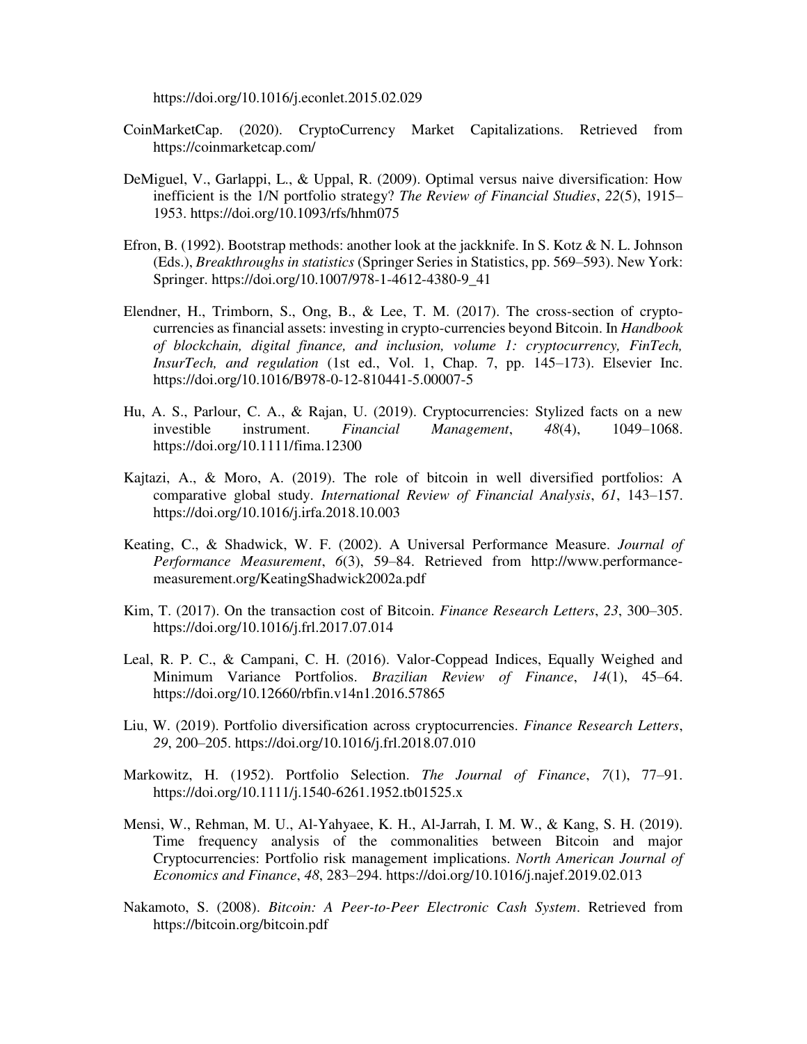https://doi.org/10.1016/j.econlet.2015.02.029

CoinMarketCap. (2020). CryptoCurrency Market Capitalizations. Retrieved from https://coinmarketcap.com/

DeMiguel, V., Garlappi, L., & Uppal, R. (2009). Optimal versus naive diversification: How inefficient is the 1/N portfolio strategy? *The Review of Financial Studies*, *22*(5), 1915–1953. https://doi.org/10.1093/rfs/hhm075

Efron, B. (1992). Bootstrap methods: another look at the jackknife. In S. Kotz & N. L. Johnson (Eds.), *Breakthroughs in statistics* (Springer Series in Statistics, pp. 569–593). New York: Springer. https://doi.org/10.1007/978-1-4612-4380-9_41

Elendner, H., Trimborn, S., Ong, B., & Lee, T. M. (2017). The cross-section of crypto-currencies as financial assets: investing in crypto-currencies beyond Bitcoin. In *Handbook of blockchain, digital finance, and inclusion, volume 1: cryptocurrency, FinTech, InsurTech, and regulation* (1st ed., Vol. 1, Chap. 7, pp. 145–173). Elsevier Inc. https://doi.org/10.1016/B978-0-12-810441-5.00007-5

Hu, A. S., Parlour, C. A., & Rajan, U. (2019). Cryptocurrencies: Stylized facts on a new investible instrument. *Financial Management*, *48*(4), 1049–1068. https://doi.org/10.1111/fima.12300

Kajtazi, A., & Moro, A. (2019). The role of bitcoin in well diversified portfolios: A comparative global study. *International Review of Financial Analysis*, *61*, 143–157. https://doi.org/10.1016/j.irfa.2018.10.003

Keating, C., & Shadwick, W. F. (2002). A Universal Performance Measure. *Journal of Performance Measurement*, *6*(3), 59–84. Retrieved from http://www.performance-measurement.org/KeatingShadwick2002a.pdf

Kim, T. (2017). On the transaction cost of Bitcoin. *Finance Research Letters*, *23*, 300–305. https://doi.org/10.1016/j.frl.2017.07.014

Leal, R. P. C., & Campani, C. H. (2016). Valor-Coppead Indices, Equally Weighed and Minimum Variance Portfolios. *Brazilian Review of Finance*, *14*(1), 45–64. https://doi.org/10.12660/rbfin.v14n1.2016.57865

Liu, W. (2019). Portfolio diversification across cryptocurrencies. *Finance Research Letters*, *29*, 200–205. https://doi.org/10.1016/j.frl.2018.07.010

Markowitz, H. (1952). Portfolio Selection. *The Journal of Finance*, *7*(1), 77–91. https://doi.org/10.1111/j.1540-6261.1952.tb01525.x

Mensi, W., Rehman, M. U., Al-Yahyaee, K. H., Al-Jarrah, I. M. W., & Kang, S. H. (2019). Time frequency analysis of the commonalities between Bitcoin and major Cryptocurrencies: Portfolio risk management implications. *North American Journal of Economics and Finance*, *48*, 283–294. https://doi.org/10.1016/j.najef.2019.02.013

Nakamoto, S. (2008). *Bitcoin: A Peer-to-Peer Electronic Cash System*. Retrieved from https://bitcoin.org/bitcoin.pdf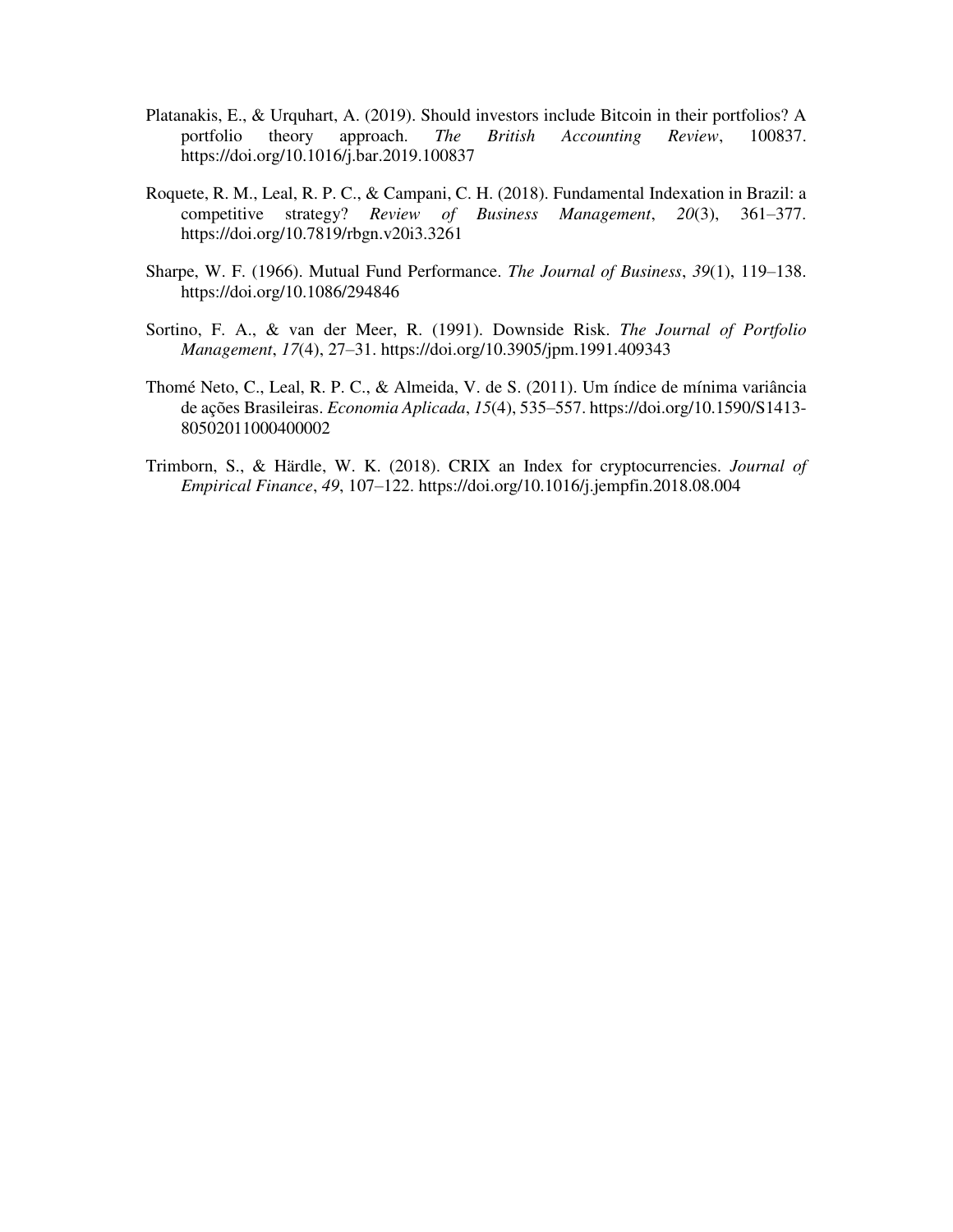Platanakis, E., & Urquhart, A. (2019). Should investors include Bitcoin in their portfolios? A portfolio theory approach. *The British Accounting Review*, 100837. https://doi.org/10.1016/j.bar.2019.100837

Roquete, R. M., Leal, R. P. C., & Campani, C. H. (2018). Fundamental Indexation in Brazil: a competitive strategy? *Review of Business Management*, *20*(3), 361–377. https://doi.org/10.7819/rbgn.v20i3.3261

Sharpe, W. F. (1966). Mutual Fund Performance. *The Journal of Business*, *39*(1), 119–138. https://doi.org/10.1086/294846

Sortino, F. A., & van der Meer, R. (1991). Downside Risk. *The Journal of Portfolio Management*, *17*(4), 27–31. https://doi.org/10.3905/jpm.1991.409343

Thomé Neto, C., Leal, R. P. C., & Almeida, V. de S. (2011). Um índice de mínima variância de ações Brasileiras. *Economia Aplicada*, *15*(4), 535–557. https://doi.org/10.1590/S1413-80502011000400002

Trimborn, S., & Härdle, W. K. (2018). CRIX an Index for cryptocurrencies. *Journal of Empirical Finance*, *49*, 107–122. https://doi.org/10.1016/j.jempfin.2018.08.004